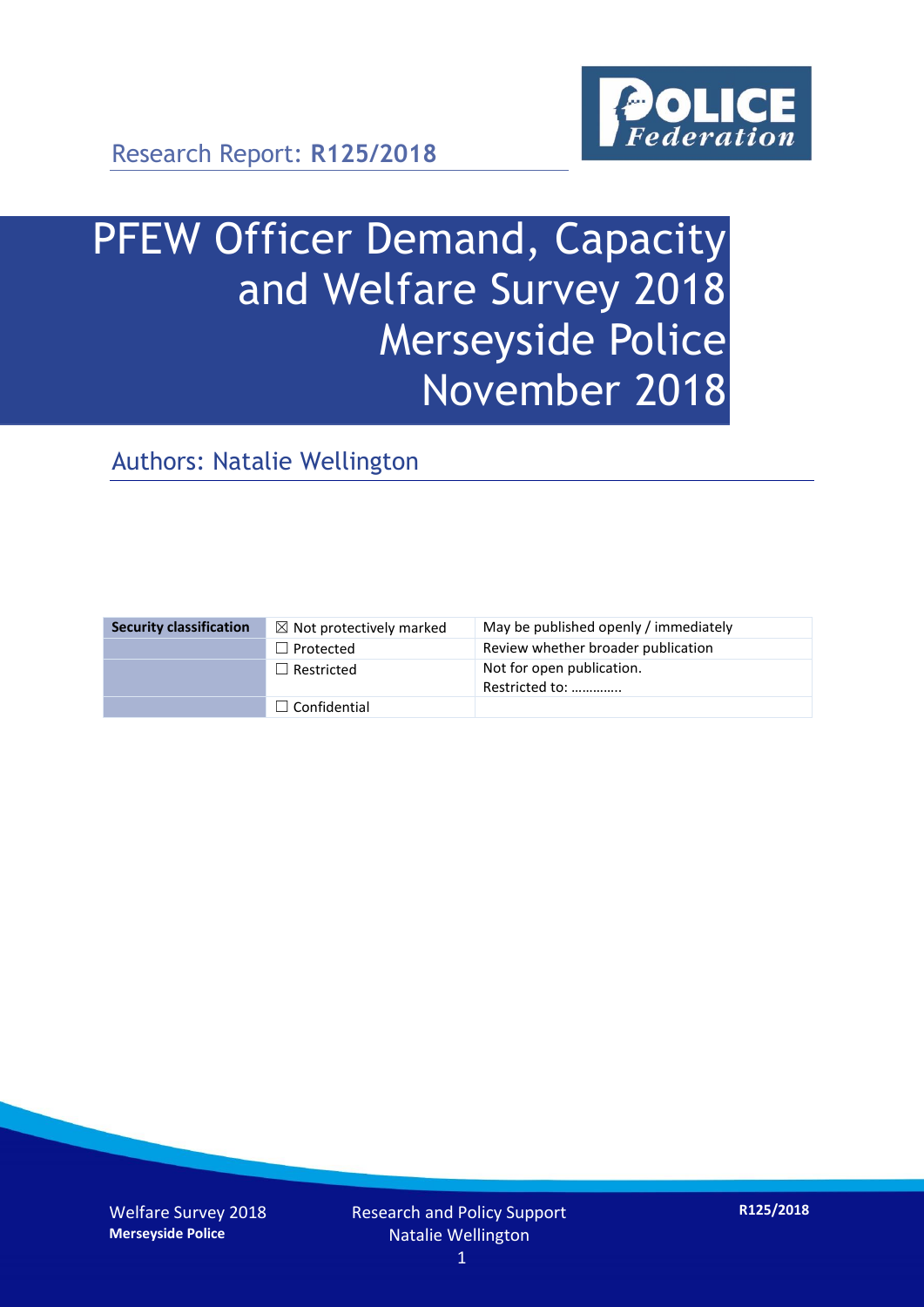Research Report: **R125/2018**

# PFEW Officer Demand, Capacity and Welfare Survey 2018 Merseyside Police November 2018

## Authors: Natalie Wellington

| Security classification | ☒ Not protectively marked | May be published openly / immediately |
|---|---|---|
| | ☐ Protected | Review whether broader publication |
| | ☐ Restricted | Not for open publication. Restricted to: ………….. |
| | ☐ Confidential | |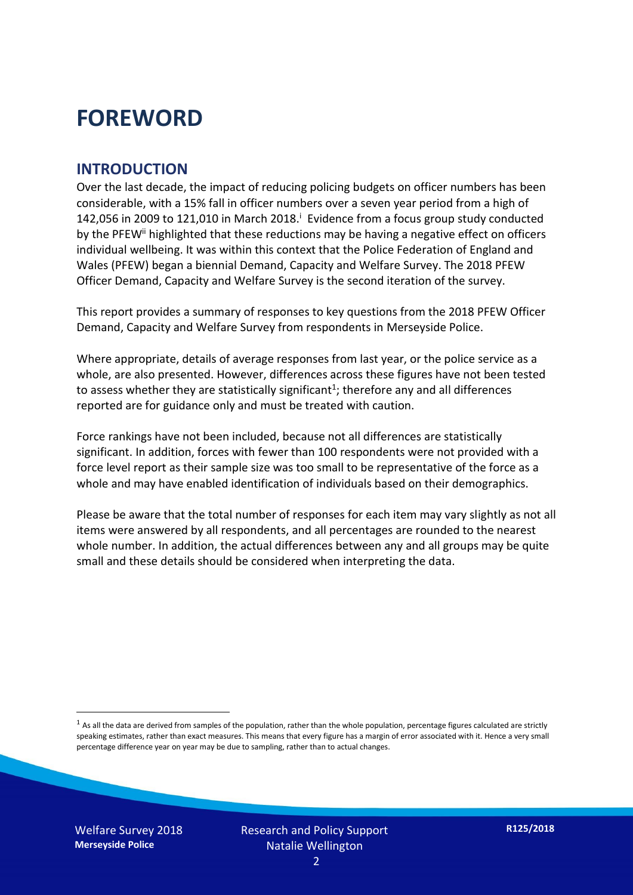# FOREWORD

## INTRODUCTION

Over the last decade, the impact of reducing policing budgets on officer numbers has been considerable, with a 15% fall in officer numbers over a seven year period from a high of 142,056 in 2009 to 121,010 in March 2018.[i] Evidence from a focus group study conducted by the PFEW[ii] highlighted that these reductions may be having a negative effect on officers individual wellbeing. It was within this context that the Police Federation of England and Wales (PFEW) began a biennial Demand, Capacity and Welfare Survey. The 2018 PFEW Officer Demand, Capacity and Welfare Survey is the second iteration of the survey.

This report provides a summary of responses to key questions from the 2018 PFEW Officer Demand, Capacity and Welfare Survey from respondents in Merseyside Police.

Where appropriate, details of average responses from last year, or the police service as a whole, are also presented. However, differences across these figures have not been tested to assess whether they are statistically significant[1]; therefore any and all differences reported are for guidance only and must be treated with caution.

Force rankings have not been included, because not all differences are statistically significant. In addition, forces with fewer than 100 respondents were not provided with a force level report as their sample size was too small to be representative of the force as a whole and may have enabled identification of individuals based on their demographics.

Please be aware that the total number of responses for each item may vary slightly as not all items were answered by all respondents, and all percentages are rounded to the nearest whole number. In addition, the actual differences between any and all groups may be quite small and these details should be considered when interpreting the data.

[1] As all the data are derived from samples of the population, rather than the whole population, percentage figures calculated are strictly speaking estimates, rather than exact measures. This means that every figure has a margin of error associated with it. Hence a very small percentage difference year on year may be due to sampling, rather than to actual changes.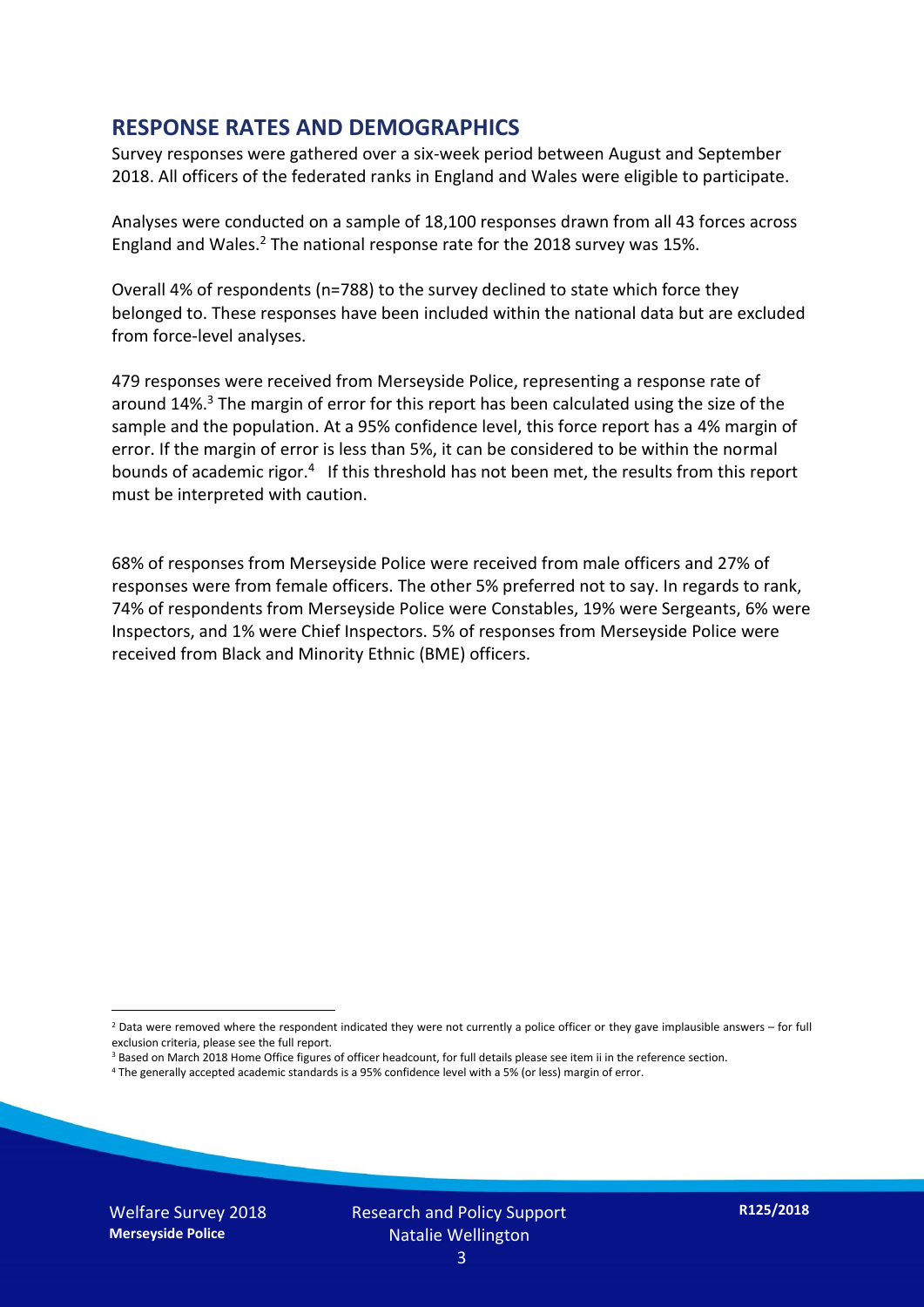## RESPONSE RATES AND DEMOGRAPHICS

Survey responses were gathered over a six-week period between August and September 2018. All officers of the federated ranks in England and Wales were eligible to participate.

Analyses were conducted on a sample of 18,100 responses drawn from all 43 forces across England and Wales.[2] The national response rate for the 2018 survey was 15%.

Overall 4% of respondents (n=788) to the survey declined to state which force they belonged to. These responses have been included within the national data but are excluded from force-level analyses.

479 responses were received from Merseyside Police, representing a response rate of around 14%.[3] The margin of error for this report has been calculated using the size of the sample and the population. At a 95% confidence level, this force report has a 4% margin of error. If the margin of error is less than 5%, it can be considered to be within the normal bounds of academic rigor.[4] If this threshold has not been met, the results from this report must be interpreted with caution.

68% of responses from Merseyside Police were received from male officers and 27% of responses were from female officers. The other 5% preferred not to say. In regards to rank, 74% of respondents from Merseyside Police were Constables, 19% were Sergeants, 6% were Inspectors, and 1% were Chief Inspectors. 5% of responses from Merseyside Police were received from Black and Minority Ethnic (BME) officers.

[2] Data were removed where the respondent indicated they were not currently a police officer or they gave implausible answers – for full exclusion criteria, please see the full report.

[3] Based on March 2018 Home Office figures of officer headcount, for full details please see item ii in the reference section.

[4] The generally accepted academic standards is a 95% confidence level with a 5% (or less) margin of error.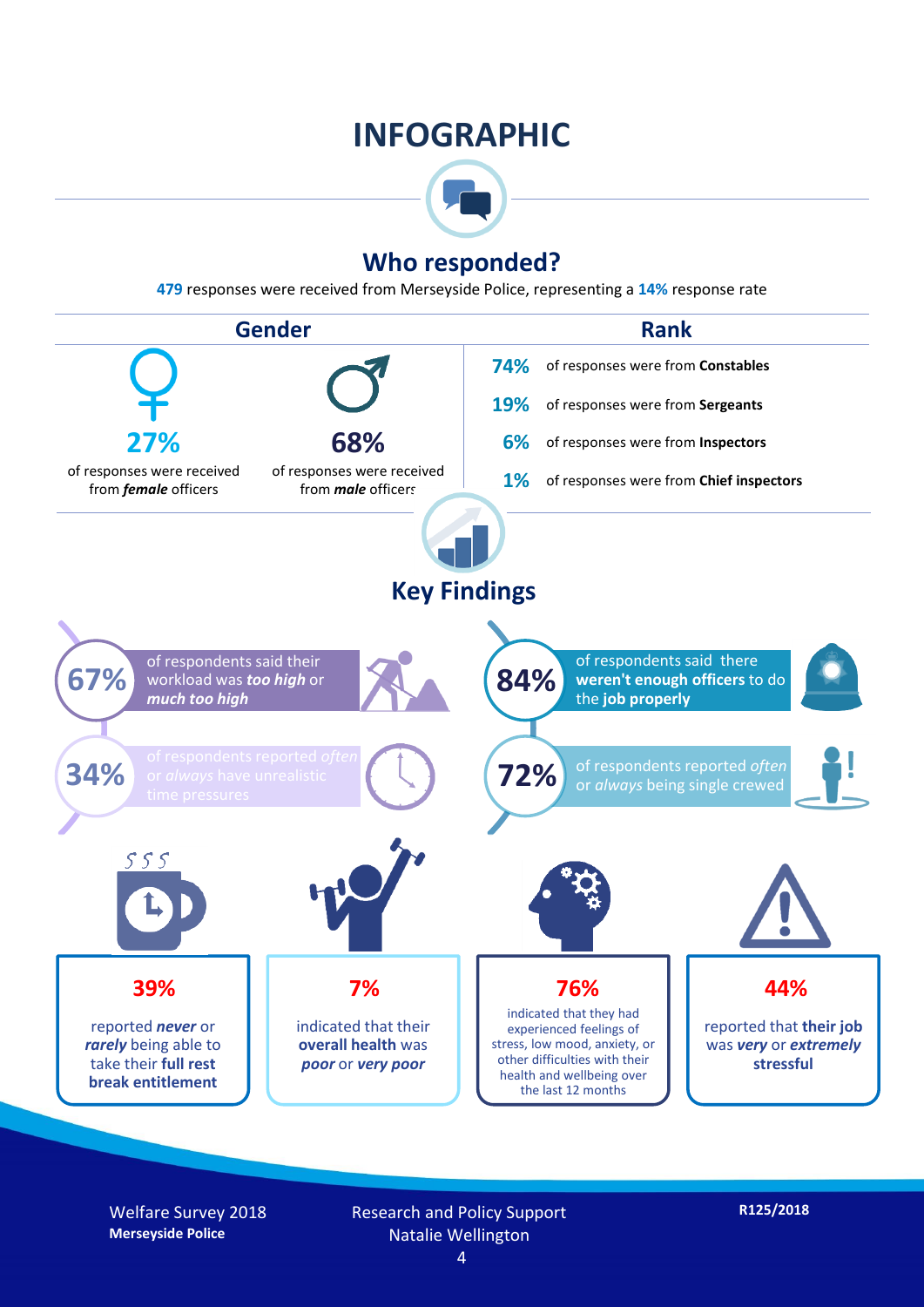# INFOGRAPHIC

## Who responded?

**479** responses were received from Merseyside Police, representing a **14%** response rate

### Gender

**27%** of responses were received from ***female*** officers

**68%** of responses were received from ***male*** officers

### Rank

- **74%** of responses were from **Constables**
- **19%** of responses were from **Sergeants**
- **6%** of responses were from **Inspectors**
- **1%** of responses were from **Chief inspectors**

## Key Findings

**67%** of respondents said their workload was ***too high*** or ***much too high***

**84%** of respondents said there **weren't enough officers** to do the **job properly**

**34%** of respondents reported *often* or *always* have unrealistic time pressures

**72%** of respondents reported *often* or *always* being single crewed

**39%** reported ***never*** or ***rarely*** being able to take their **full rest break entitlement**

**7%** indicated that their **overall health** was ***poor*** or ***very poor***

**76%** indicated that they had experienced feelings of stress, low mood, anxiety, or other difficulties with their health and wellbeing over the last 12 months

**44%** reported that **their job** was ***very*** or ***extremely*** **stressful**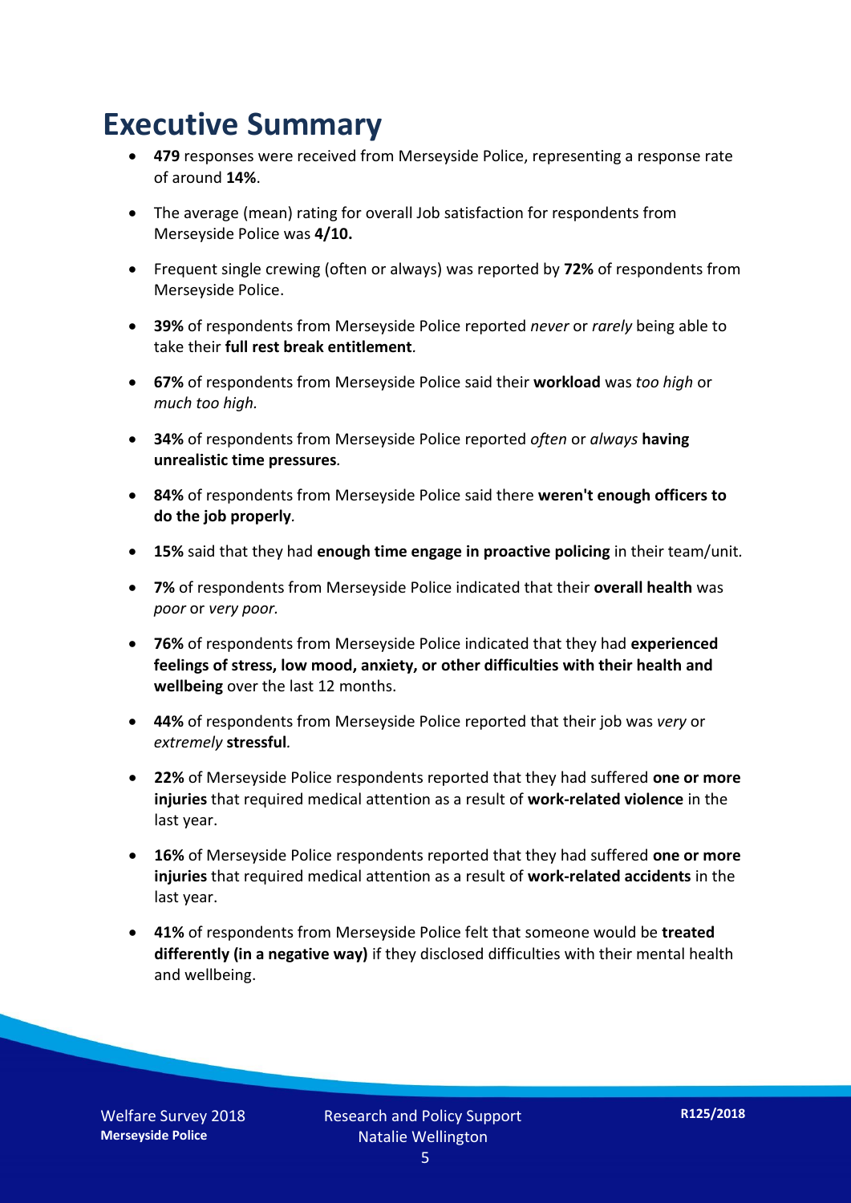# Executive Summary

- **479** responses were received from Merseyside Police, representing a response rate of around **14%**.
- The average (mean) rating for overall Job satisfaction for respondents from Merseyside Police was **4/10.**
- Frequent single crewing (often or always) was reported by **72%** of respondents from Merseyside Police.
- **39%** of respondents from Merseyside Police reported *never* or *rarely* being able to take their **full rest break entitlement***.*
- **67%** of respondents from Merseyside Police said their **workload** was *too high* or *much too high.*
- **34%** of respondents from Merseyside Police reported *often* or *always* **having unrealistic time pressures***.*
- **84%** of respondents from Merseyside Police said there **weren't enough officers to do the job properly***.*
- **15%** said that they had **enough time engage in proactive policing** in their team/unit*.*
- **7%** of respondents from Merseyside Police indicated that their **overall health** was *poor* or *very poor.*
- **76%** of respondents from Merseyside Police indicated that they had **experienced feelings of stress, low mood, anxiety, or other difficulties with their health and wellbeing** over the last 12 months.
- **44%** of respondents from Merseyside Police reported that their job was *very* or *extremely* **stressful***.*
- **22%** of Merseyside Police respondents reported that they had suffered **one or more injuries** that required medical attention as a result of **work-related violence** in the last year.
- **16%** of Merseyside Police respondents reported that they had suffered **one or more injuries** that required medical attention as a result of **work-related accidents** in the last year.
- **41%** of respondents from Merseyside Police felt that someone would be **treated differently (in a negative way)** if they disclosed difficulties with their mental health and wellbeing.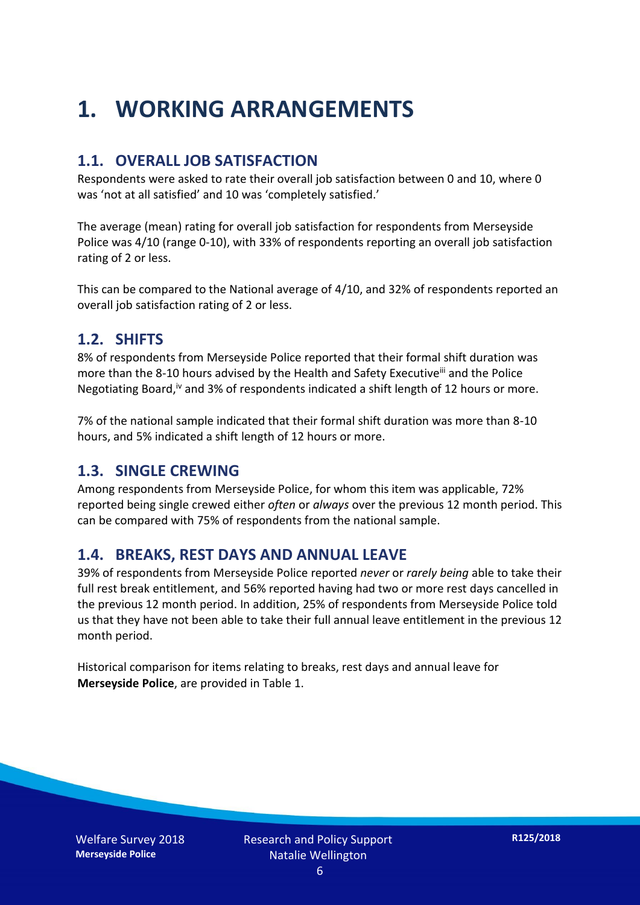# 1. WORKING ARRANGEMENTS

## 1.1. OVERALL JOB SATISFACTION

Respondents were asked to rate their overall job satisfaction between 0 and 10, where 0 was 'not at all satisfied' and 10 was 'completely satisfied.'

The average (mean) rating for overall job satisfaction for respondents from Merseyside Police was 4/10 (range 0-10), with 33% of respondents reporting an overall job satisfaction rating of 2 or less.

This can be compared to the National average of 4/10, and 32% of respondents reported an overall job satisfaction rating of 2 or less.

## 1.2. SHIFTS

8% of respondents from Merseyside Police reported that their formal shift duration was more than the 8-10 hours advised by the Health and Safety Executive[iii] and the Police Negotiating Board,[iv] and 3% of respondents indicated a shift length of 12 hours or more.

7% of the national sample indicated that their formal shift duration was more than 8-10 hours, and 5% indicated a shift length of 12 hours or more.

## 1.3. SINGLE CREWING

Among respondents from Merseyside Police, for whom this item was applicable, 72% reported being single crewed either *often* or *always* over the previous 12 month period. This can be compared with 75% of respondents from the national sample.

## 1.4. BREAKS, REST DAYS AND ANNUAL LEAVE

39% of respondents from Merseyside Police reported *never* or *rarely being* able to take their full rest break entitlement, and 56% reported having had two or more rest days cancelled in the previous 12 month period. In addition, 25% of respondents from Merseyside Police told us that they have not been able to take their full annual leave entitlement in the previous 12 month period.

Historical comparison for items relating to breaks, rest days and annual leave for **Merseyside Police**, are provided in Table 1.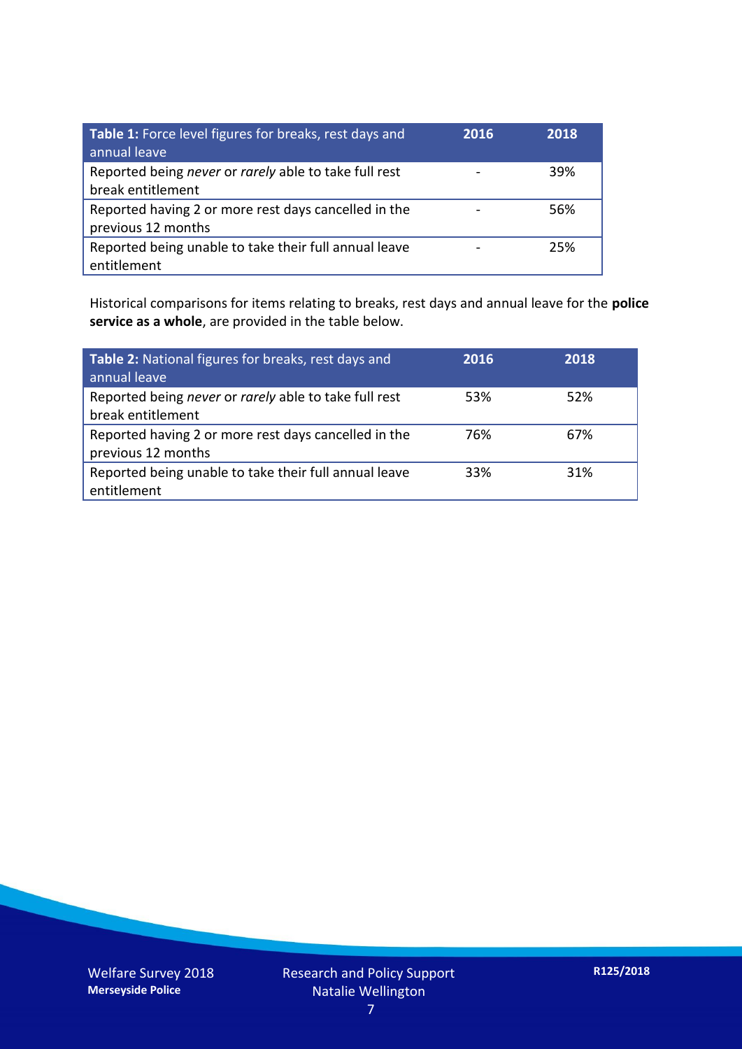| **Table 1:** Force level figures for breaks, rest days and annual leave | **2016** | **2018** |
|---|---|---|
| Reported being *never* or *rarely* able to take full rest break entitlement | - | 39% |
| Reported having 2 or more rest days cancelled in the previous 12 months | - | 56% |
| Reported being unable to take their full annual leave entitlement | - | 25% |

Historical comparisons for items relating to breaks, rest days and annual leave for the **police service as a whole**, are provided in the table below.

| **Table 2:** National figures for breaks, rest days and annual leave | **2016** | **2018** |
|---|---|---|
| Reported being *never* or *rarely* able to take full rest break entitlement | 53% | 52% |
| Reported having 2 or more rest days cancelled in the previous 12 months | 76% | 67% |
| Reported being unable to take their full annual leave entitlement | 33% | 31% |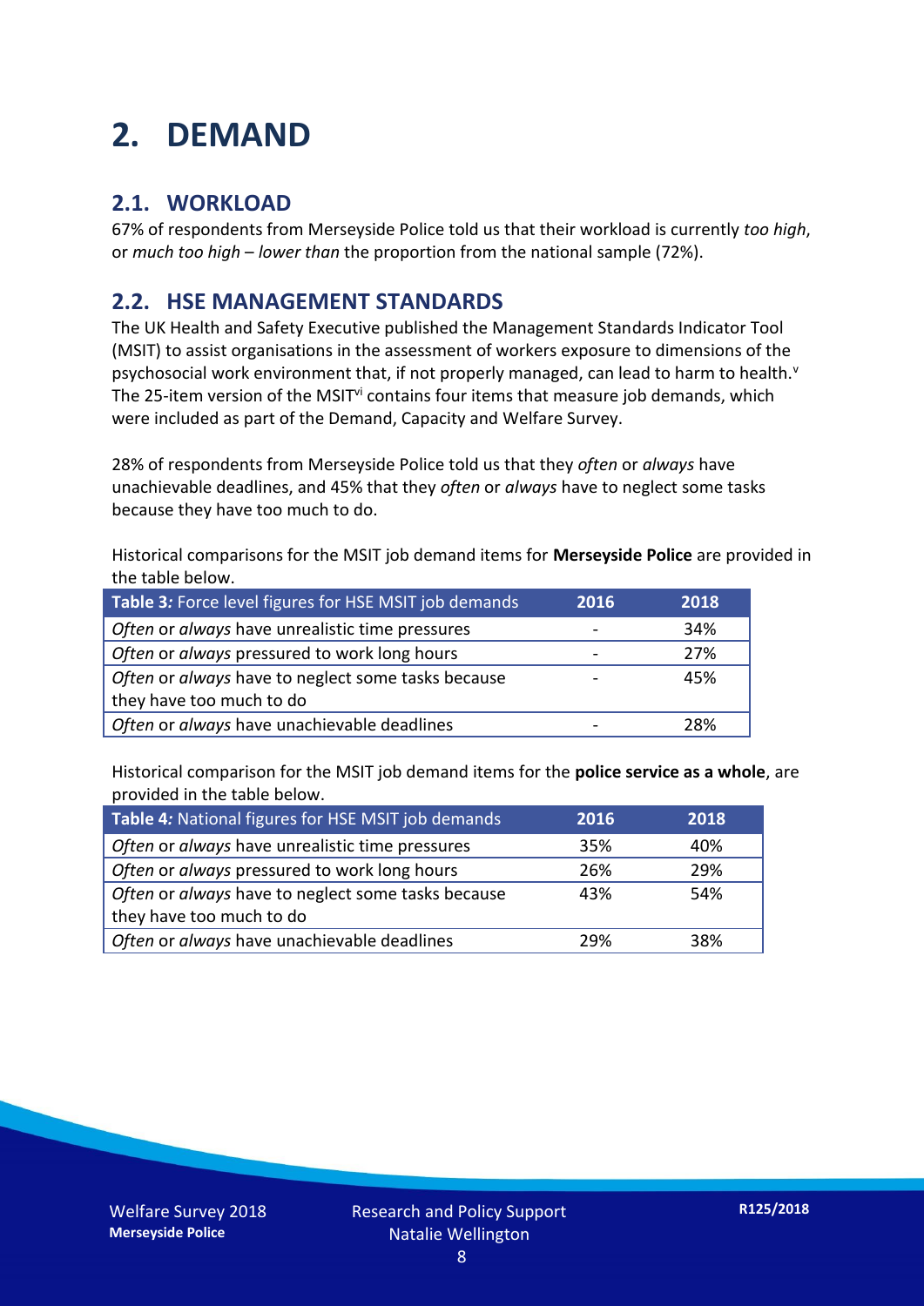# 2. DEMAND

## 2.1. WORKLOAD

67% of respondents from Merseyside Police told us that their workload is currently *too high*, or *much too high* – *lower than* the proportion from the national sample (72%).

## 2.2. HSE MANAGEMENT STANDARDS

The UK Health and Safety Executive published the Management Standards Indicator Tool (MSIT) to assist organisations in the assessment of workers exposure to dimensions of the psychosocial work environment that, if not properly managed, can lead to harm to health.[v] The 25-item version of the MSIT[vi] contains four items that measure job demands, which were included as part of the Demand, Capacity and Welfare Survey.

28% of respondents from Merseyside Police told us that they *often* or *always* have unachievable deadlines, and 45% that they *often* or *always* have to neglect some tasks because they have too much to do.

Historical comparisons for the MSIT job demand items for **Merseyside Police** are provided in the table below.

| **Table 3***:* Force level figures for HSE MSIT job demands | 2016 | 2018 |
|---|---|---|
| *Often* or *always* have unrealistic time pressures | - | 34% |
| *Often* or *always* pressured to work long hours | - | 27% |
| *Often* or *always* have to neglect some tasks because they have too much to do | - | 45% |
| *Often* or *always* have unachievable deadlines | - | 28% |

Historical comparison for the MSIT job demand items for the **police service as a whole**, are provided in the table below.

| **Table 4***:* National figures for HSE MSIT job demands | 2016 | 2018 |
|---|---|---|
| *Often* or *always* have unrealistic time pressures | 35% | 40% |
| *Often* or *always* pressured to work long hours | 26% | 29% |
| *Often* or *always* have to neglect some tasks because they have too much to do | 43% | 54% |
| *Often* or *always* have unachievable deadlines | 29% | 38% |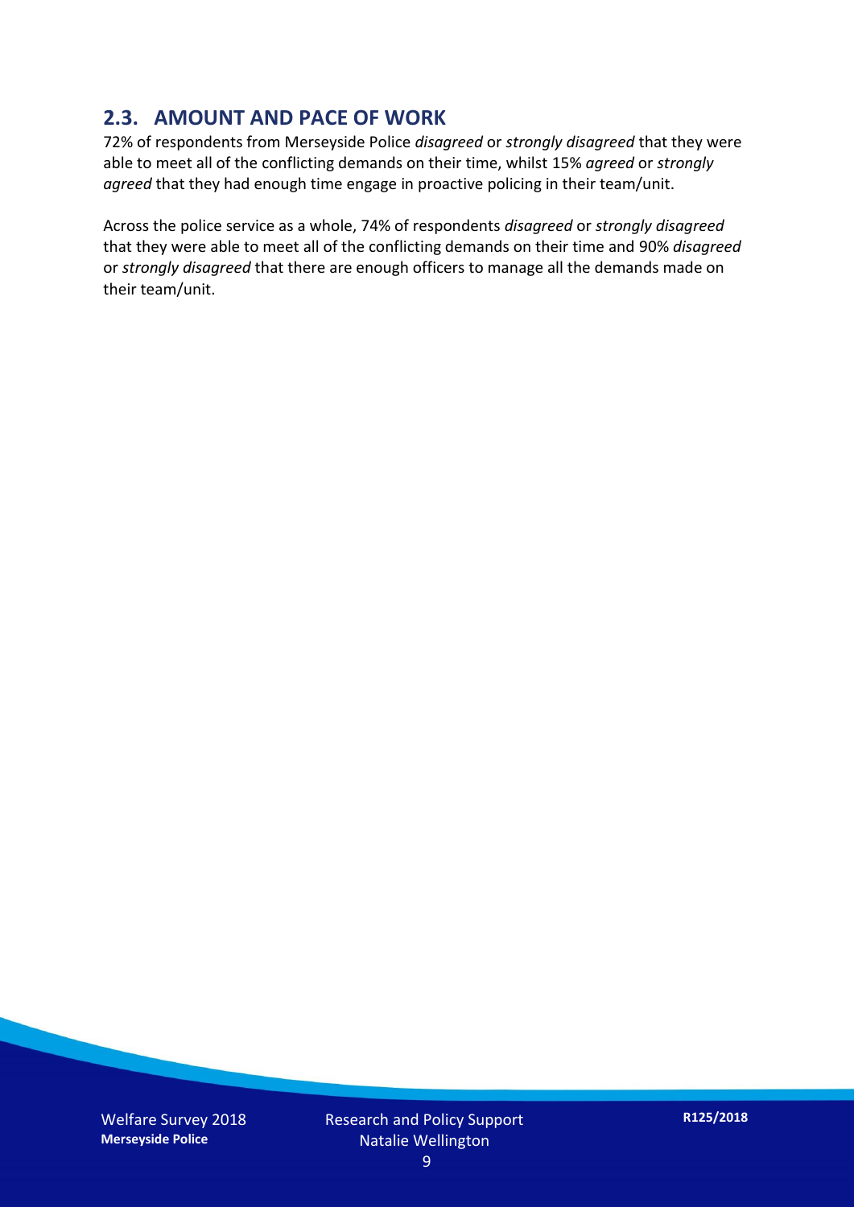## 2.3. AMOUNT AND PACE OF WORK

72% of respondents from Merseyside Police *disagreed* or *strongly disagreed* that they were able to meet all of the conflicting demands on their time, whilst 15% *agreed* or *strongly agreed* that they had enough time engage in proactive policing in their team/unit.

Across the police service as a whole, 74% of respondents *disagreed* or *strongly disagreed* that they were able to meet all of the conflicting demands on their time and 90% *disagreed* or *strongly disagreed* that there are enough officers to manage all the demands made on their team/unit.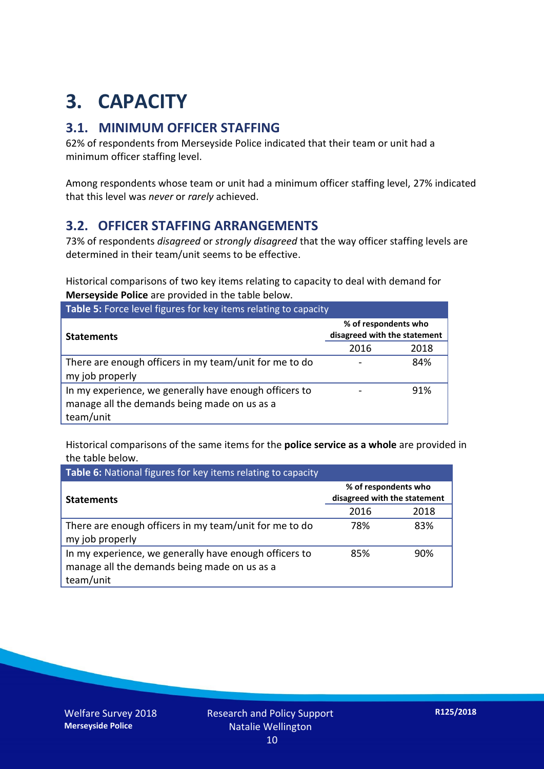# 3. CAPACITY

## 3.1. MINIMUM OFFICER STAFFING

62% of respondents from Merseyside Police indicated that their team or unit had a minimum officer staffing level.

Among respondents whose team or unit had a minimum officer staffing level, 27% indicated that this level was *never* or *rarely* achieved.

## 3.2. OFFICER STAFFING ARRANGEMENTS

73% of respondents *disagreed* or *strongly disagreed* that the way officer staffing levels are determined in their team/unit seems to be effective.

Historical comparisons of two key items relating to capacity to deal with demand for **Merseyside Police** are provided in the table below.

**Table 5:** Force level figures for key items relating to capacity

| Statements | % of respondents who disagreed with the statement | |
|---|---|---|
| | 2016 | 2018 |
| There are enough officers in my team/unit for me to do my job properly | - | 84% |
| In my experience, we generally have enough officers to manage all the demands being made on us as a team/unit | - | 91% |

Historical comparisons of the same items for the **police service as a whole** are provided in the table below.

**Table 6:** National figures for key items relating to capacity

| Statements | % of respondents who disagreed with the statement | |
|---|---|---|
| | 2016 | 2018 |
| There are enough officers in my team/unit for me to do my job properly | 78% | 83% |
| In my experience, we generally have enough officers to manage all the demands being made on us as a team/unit | 85% | 90% |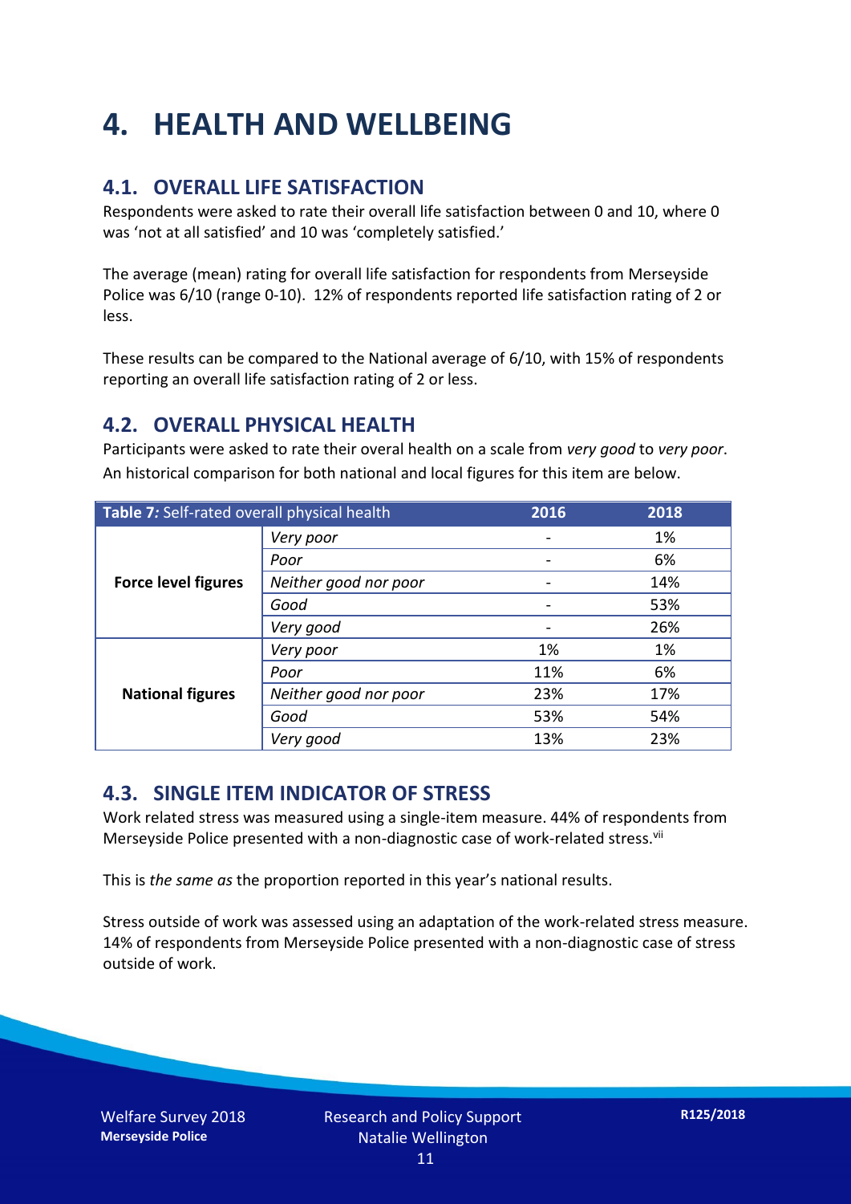# 4. HEALTH AND WELLBEING

## 4.1. OVERALL LIFE SATISFACTION

Respondents were asked to rate their overall life satisfaction between 0 and 10, where 0 was 'not at all satisfied' and 10 was 'completely satisfied.'

The average (mean) rating for overall life satisfaction for respondents from Merseyside Police was 6/10 (range 0-10). 12% of respondents reported life satisfaction rating of 2 or less.

These results can be compared to the National average of 6/10, with 15% of respondents reporting an overall life satisfaction rating of 2 or less.

## 4.2. OVERALL PHYSICAL HEALTH

Participants were asked to rate their overal health on a scale from *very good* to *very poor*. An historical comparison for both national and local figures for this item are below.

| **Table 7:** Self-rated overall physical health | | 2016 | 2018 |
|---|---|---|---|
| **Force level figures** | *Very poor* | - | 1% |
| | *Poor* | - | 6% |
| | *Neither good nor poor* | - | 14% |
| | *Good* | - | 53% |
| | *Very good* | - | 26% |
| **National figures** | *Very poor* | 1% | 1% |
| | *Poor* | 11% | 6% |
| | *Neither good nor poor* | 23% | 17% |
| | *Good* | 53% | 54% |
| | *Very good* | 13% | 23% |

## 4.3. SINGLE ITEM INDICATOR OF STRESS

Work related stress was measured using a single-item measure. 44% of respondents from Merseyside Police presented with a non-diagnostic case of work-related stress.[vii]

This is *the same as* the proportion reported in this year's national results.

Stress outside of work was assessed using an adaptation of the work-related stress measure. 14% of respondents from Merseyside Police presented with a non-diagnostic case of stress outside of work.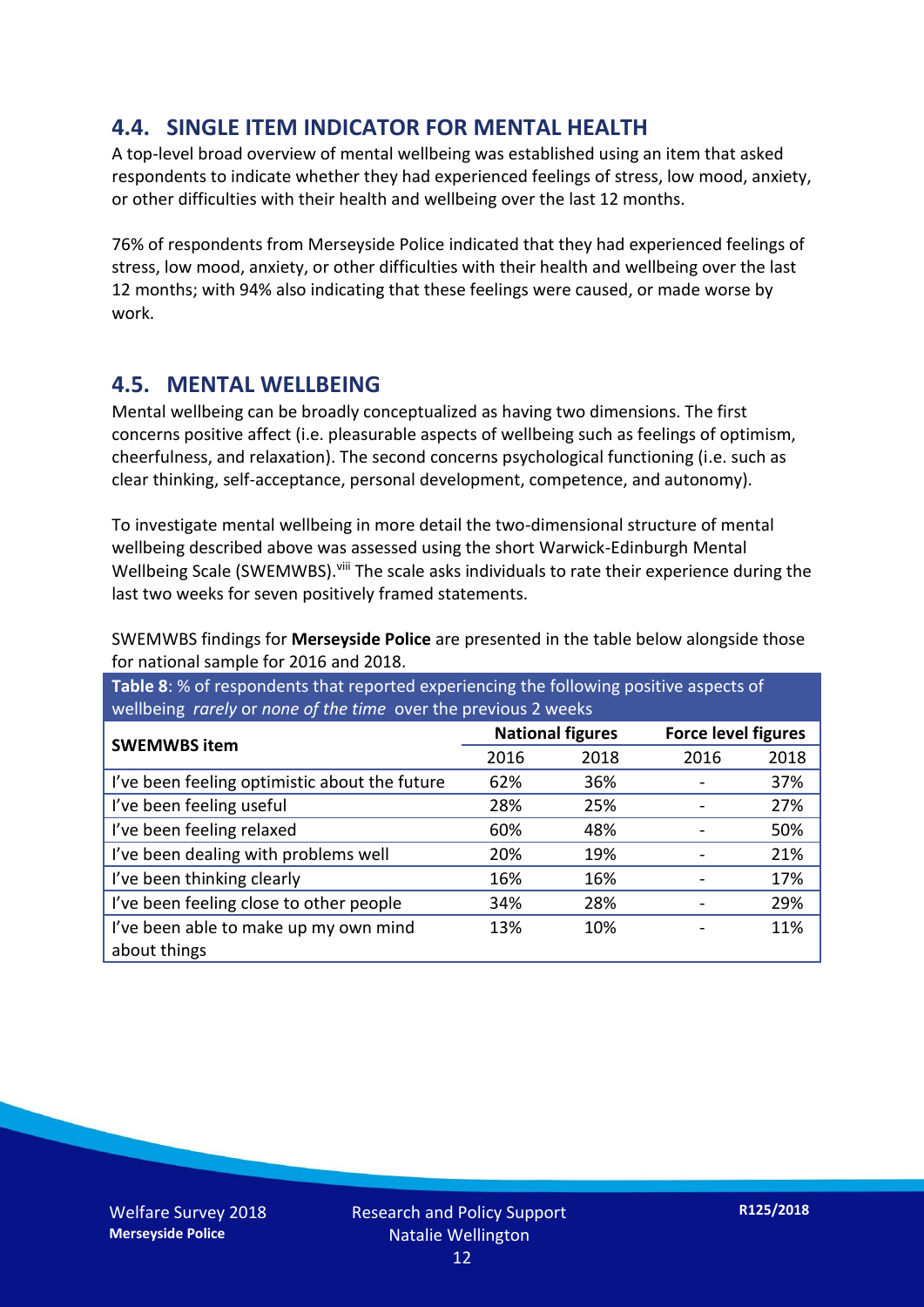## 4.4. SINGLE ITEM INDICATOR FOR MENTAL HEALTH

A top-level broad overview of mental wellbeing was established using an item that asked respondents to indicate whether they had experienced feelings of stress, low mood, anxiety, or other difficulties with their health and wellbeing over the last 12 months.

76% of respondents from Merseyside Police indicated that they had experienced feelings of stress, low mood, anxiety, or other difficulties with their health and wellbeing over the last 12 months; with 94% also indicating that these feelings were caused, or made worse by work.

## 4.5. MENTAL WELLBEING

Mental wellbeing can be broadly conceptualized as having two dimensions. The first concerns positive affect (i.e. pleasurable aspects of wellbeing such as feelings of optimism, cheerfulness, and relaxation). The second concerns psychological functioning (i.e. such as clear thinking, self-acceptance, personal development, competence, and autonomy).

To investigate mental wellbeing in more detail the two-dimensional structure of mental wellbeing described above was assessed using the short Warwick-Edinburgh Mental Wellbeing Scale (SWEMWBS).[viii] The scale asks individuals to rate their experience during the last two weeks for seven positively framed statements.

SWEMWBS findings for **Merseyside Police** are presented in the table below alongside those for national sample for 2016 and 2018.

**Table 8**: % of respondents that reported experiencing the following positive aspects of wellbeing *rarely* or *none of the time* over the previous 2 weeks

| SWEMWBS item | National figures | | Force level figures | |
|---|---|---|---|---|
| | 2016 | 2018 | 2016 | 2018 |
| I've been feeling optimistic about the future | 62% | 36% | - | 37% |
| I've been feeling useful | 28% | 25% | - | 27% |
| I've been feeling relaxed | 60% | 48% | - | 50% |
| I've been dealing with problems well | 20% | 19% | - | 21% |
| I've been thinking clearly | 16% | 16% | - | 17% |
| I've been feeling close to other people | 34% | 28% | - | 29% |
| I've been able to make up my own mind about things | 13% | 10% | - | 11% |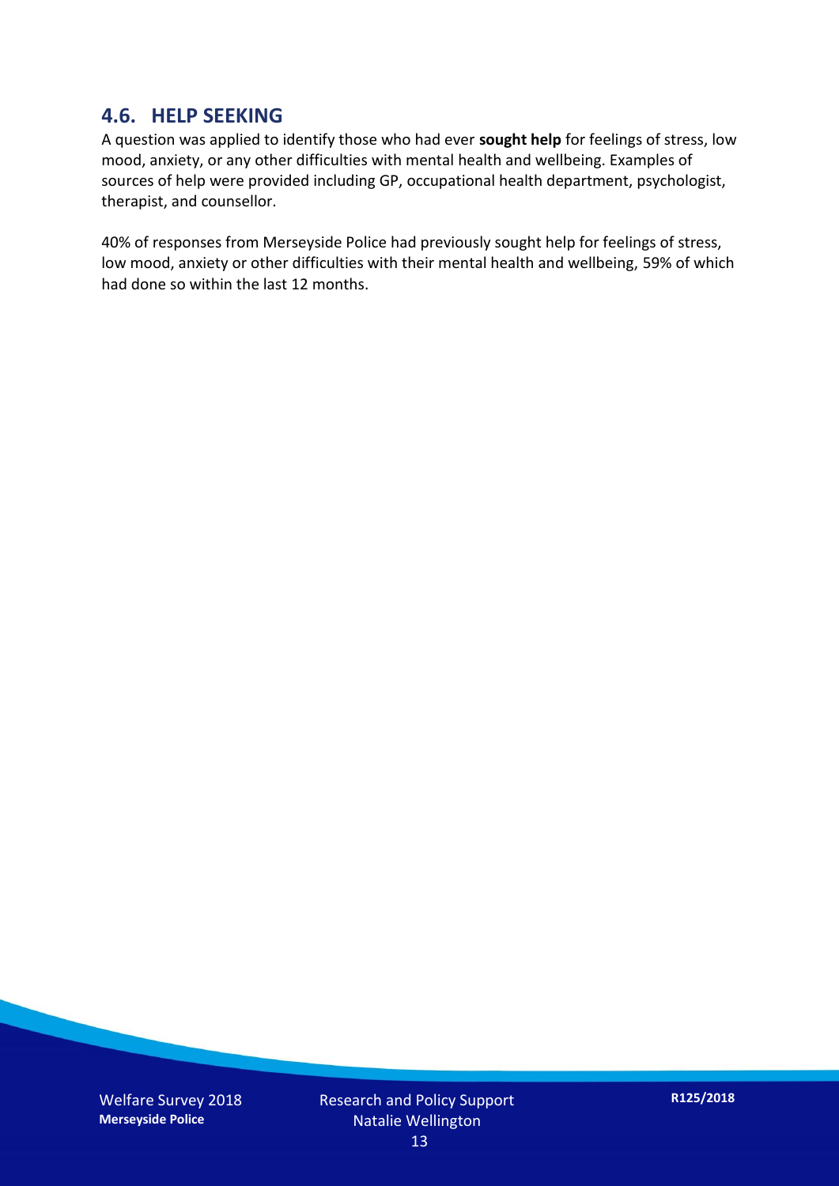## 4.6. HELP SEEKING

A question was applied to identify those who had ever **sought help** for feelings of stress, low mood, anxiety, or any other difficulties with mental health and wellbeing. Examples of sources of help were provided including GP, occupational health department, psychologist, therapist, and counsellor.

40% of responses from Merseyside Police had previously sought help for feelings of stress, low mood, anxiety or other difficulties with their mental health and wellbeing, 59% of which had done so within the last 12 months.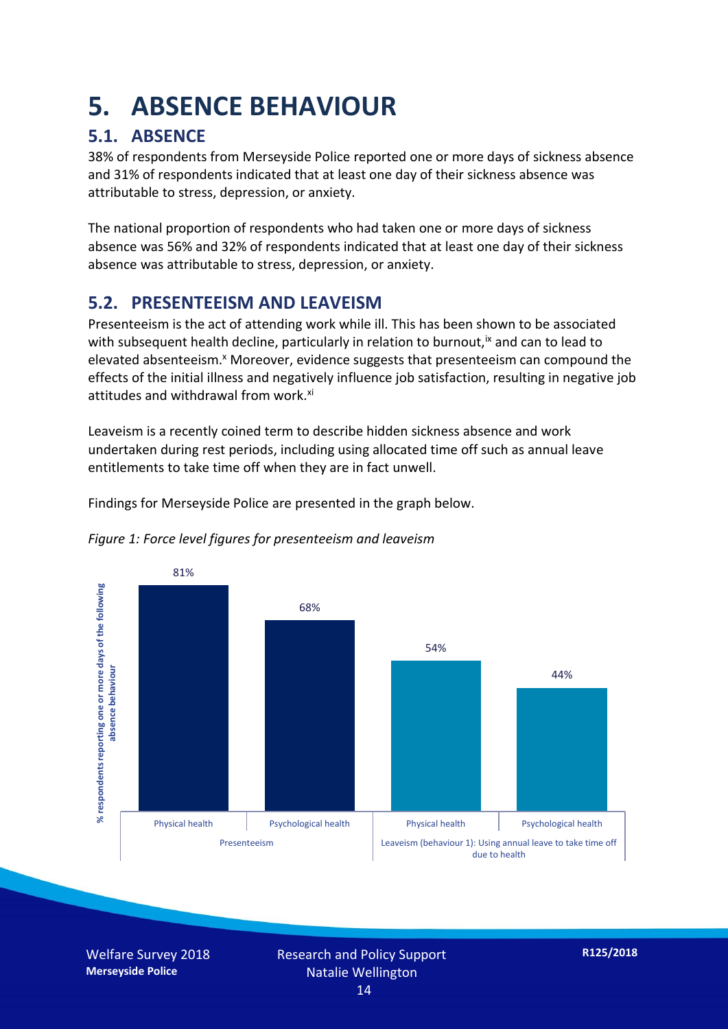# 5. ABSENCE BEHAVIOUR

## 5.1. ABSENCE

38% of respondents from Merseyside Police reported one or more days of sickness absence and 31% of respondents indicated that at least one day of their sickness absence was attributable to stress, depression, or anxiety.

The national proportion of respondents who had taken one or more days of sickness absence was 56% and 32% of respondents indicated that at least one day of their sickness absence was attributable to stress, depression, or anxiety.

## 5.2. PRESENTEEISM AND LEAVEISM

Presenteeism is the act of attending work while ill. This has been shown to be associated with subsequent health decline, particularly in relation to burnout,[ix] and can to lead to elevated absenteeism.[x] Moreover, evidence suggests that presenteeism can compound the effects of the initial illness and negatively influence job satisfaction, resulting in negative job attitudes and withdrawal from work.[xi]

Leaveism is a recently coined term to describe hidden sickness absence and work undertaken during rest periods, including using allocated time off such as annual leave entitlements to take time off when they are in fact unwell.

Findings for Merseyside Police are presented in the graph below.

*Figure 1: Force level figures for presenteeism and leaveism*

| | Physical health | Psychological health |
|---|---|---|
| Presenteeism | 81% | 68% |
| Leaveism (behaviour 1): Using annual leave to take time off due to health | 54% | 44% |

Y-axis: % respondents reporting one or more days of the following absence behaviour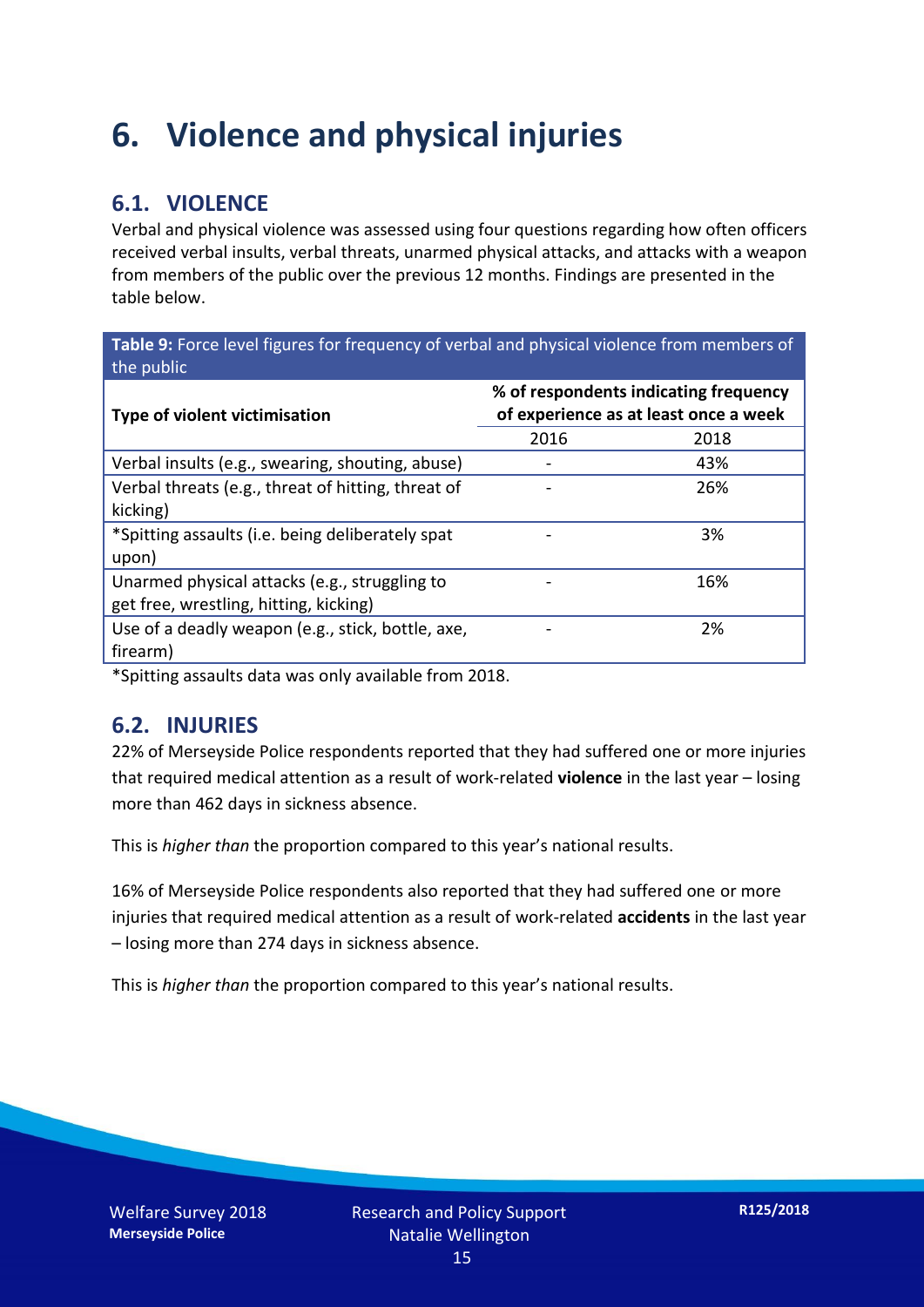# 6. Violence and physical injuries

## 6.1. VIOLENCE

Verbal and physical violence was assessed using four questions regarding how often officers received verbal insults, verbal threats, unarmed physical attacks, and attacks with a weapon from members of the public over the previous 12 months. Findings are presented in the table below.

**Table 9:** Force level figures for frequency of verbal and physical violence from members of the public

| Type of violent victimisation | % of respondents indicating frequency of experience as at least once a week | |
|---|---|---|
| | 2016 | 2018 |
| Verbal insults (e.g., swearing, shouting, abuse) | - | 43% |
| Verbal threats (e.g., threat of hitting, threat of kicking) | - | 26% |
| *Spitting assaults (i.e. being deliberately spat upon) | - | 3% |
| Unarmed physical attacks (e.g., struggling to get free, wrestling, hitting, kicking) | - | 16% |
| Use of a deadly weapon (e.g., stick, bottle, axe, firearm) | - | 2% |

*Spitting assaults data was only available from 2018.

## 6.2. INJURIES

22% of Merseyside Police respondents reported that they had suffered one or more injuries that required medical attention as a result of work-related **violence** in the last year – losing more than 462 days in sickness absence.

This is *higher than* the proportion compared to this year's national results.

16% of Merseyside Police respondents also reported that they had suffered one or more injuries that required medical attention as a result of work-related **accidents** in the last year – losing more than 274 days in sickness absence.

This is *higher than* the proportion compared to this year's national results.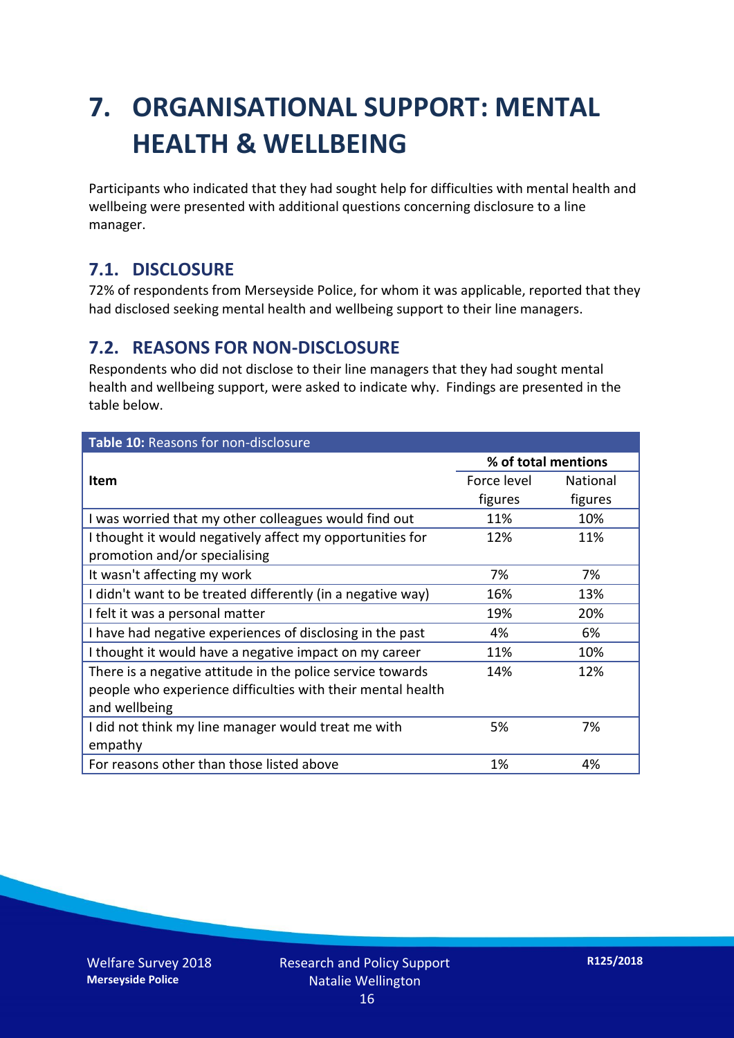# 7. ORGANISATIONAL SUPPORT: MENTAL HEALTH & WELLBEING

Participants who indicated that they had sought help for difficulties with mental health and wellbeing were presented with additional questions concerning disclosure to a line manager.

## 7.1. DISCLOSURE

72% of respondents from Merseyside Police, for whom it was applicable, reported that they had disclosed seeking mental health and wellbeing support to their line managers.

## 7.2. REASONS FOR NON-DISCLOSURE

Respondents who did not disclose to their line managers that they had sought mental health and wellbeing support, were asked to indicate why. Findings are presented in the table below.

**Table 10:** Reasons for non-disclosure

| Item | % of total mentions | |
|---|---|---|
| | Force level figures | National figures |
| I was worried that my other colleagues would find out | 11% | 10% |
| I thought it would negatively affect my opportunities for promotion and/or specialising | 12% | 11% |
| It wasn't affecting my work | 7% | 7% |
| I didn't want to be treated differently (in a negative way) | 16% | 13% |
| I felt it was a personal matter | 19% | 20% |
| I have had negative experiences of disclosing in the past | 4% | 6% |
| I thought it would have a negative impact on my career | 11% | 10% |
| There is a negative attitude in the police service towards people who experience difficulties with their mental health and wellbeing | 14% | 12% |
| I did not think my line manager would treat me with empathy | 5% | 7% |
| For reasons other than those listed above | 1% | 4% |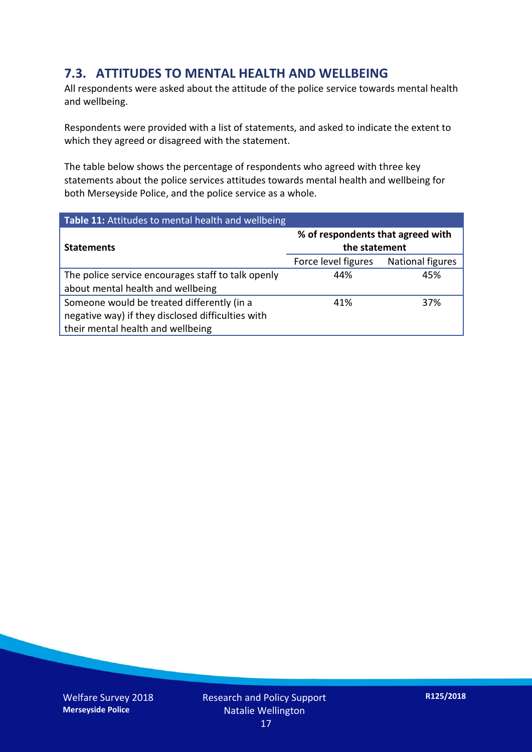## 7.3. ATTITUDES TO MENTAL HEALTH AND WELLBEING

All respondents were asked about the attitude of the police service towards mental health and wellbeing.

Respondents were provided with a list of statements, and asked to indicate the extent to which they agreed or disagreed with the statement.

The table below shows the percentage of respondents who agreed with three key statements about the police services attitudes towards mental health and wellbeing for both Merseyside Police, and the police service as a whole.

**Table 11:** Attitudes to mental health and wellbeing

| **Statements** | **% of respondents that agreed with the statement** | |
|---|---|---|
| | Force level figures | National figures |
| The police service encourages staff to talk openly about mental health and wellbeing | 44% | 45% |
| Someone would be treated differently (in a negative way) if they disclosed difficulties with their mental health and wellbeing | 41% | 37% |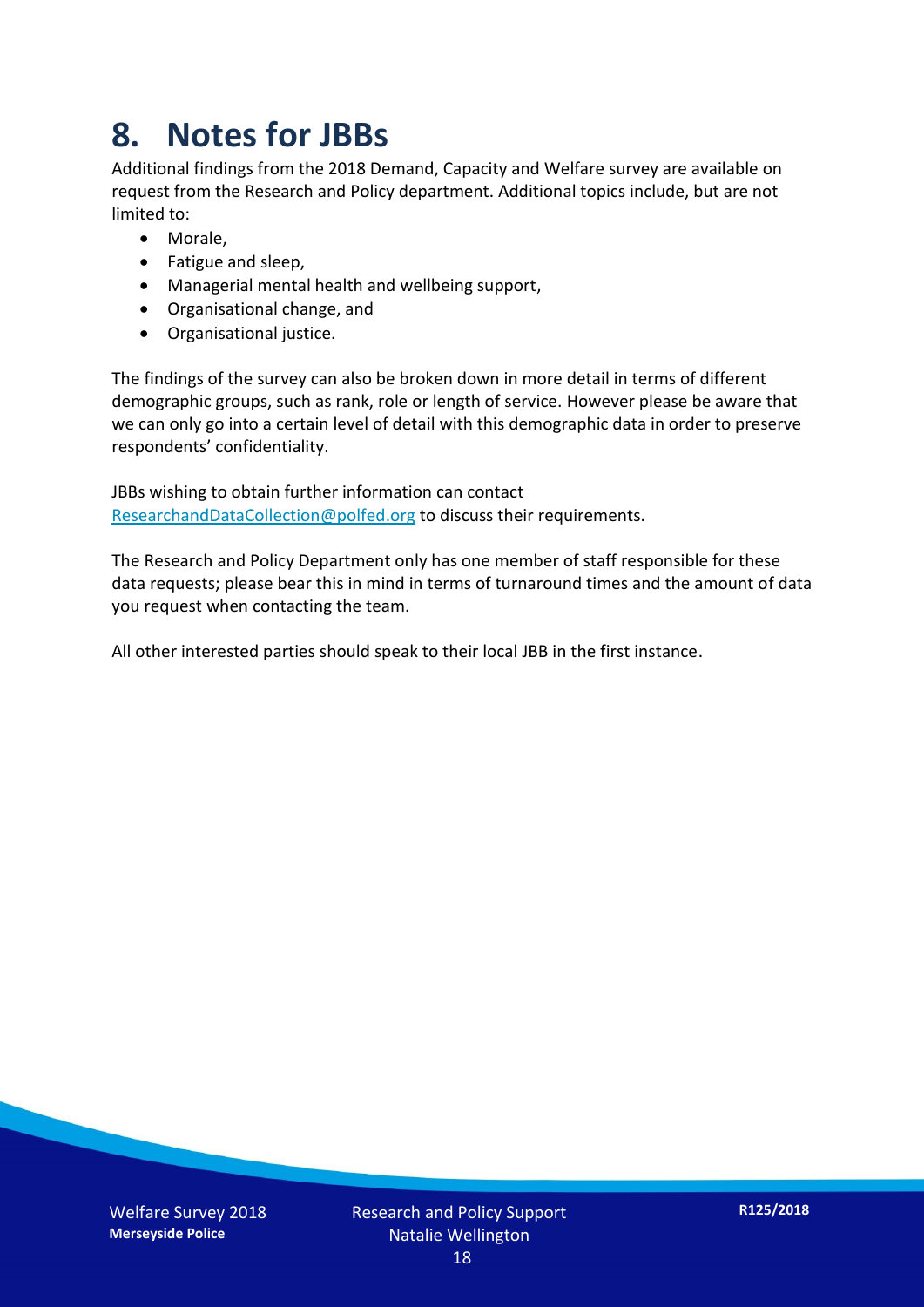# 8. Notes for JBBs

Additional findings from the 2018 Demand, Capacity and Welfare survey are available on request from the Research and Policy department. Additional topics include, but are not limited to:

- Morale,
- Fatigue and sleep,
- Managerial mental health and wellbeing support,
- Organisational change, and
- Organisational justice.

The findings of the survey can also be broken down in more detail in terms of different demographic groups, such as rank, role or length of service. However please be aware that we can only go into a certain level of detail with this demographic data in order to preserve respondents' confidentiality.

JBBs wishing to obtain further information can contact ResearchandDataCollection@polfed.org to discuss their requirements.

The Research and Policy Department only has one member of staff responsible for these data requests; please bear this in mind in terms of turnaround times and the amount of data you request when contacting the team.

All other interested parties should speak to their local JBB in the first instance.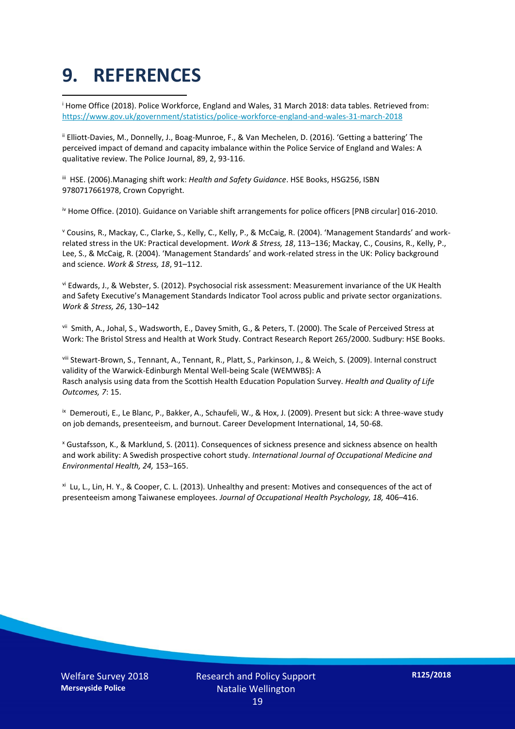# 9. REFERENCES

[i] Home Office (2018). Police Workforce, England and Wales, 31 March 2018: data tables. Retrieved from: https://www.gov.uk/government/statistics/police-workforce-england-and-wales-31-march-2018

[ii] Elliott-Davies, M., Donnelly, J., Boag-Munroe, F., & Van Mechelen, D. (2016). 'Getting a battering' The perceived impact of demand and capacity imbalance within the Police Service of England and Wales: A qualitative review. The Police Journal, 89, 2, 93-116.

[iii] HSE. (2006).Managing shift work: *Health and Safety Guidance*. HSE Books, HSG256, ISBN 9780717661978, Crown Copyright.

[iv] Home Office. (2010). Guidance on Variable shift arrangements for police officers [PNB circular] 016-2010.

[v] Cousins, R., Mackay, C., Clarke, S., Kelly, C., Kelly, P., & McCaig, R. (2004). 'Management Standards' and work-related stress in the UK: Practical development. *Work & Stress, 18*, 113–136; Mackay, C., Cousins, R., Kelly, P., Lee, S., & McCaig, R. (2004). 'Management Standards' and work-related stress in the UK: Policy background and science. *Work & Stress, 18*, 91–112.

[vi] Edwards, J., & Webster, S. (2012). Psychosocial risk assessment: Measurement invariance of the UK Health and Safety Executive's Management Standards Indicator Tool across public and private sector organizations. *Work & Stress, 26*, 130–142

[vii] Smith, A., Johal, S., Wadsworth, E., Davey Smith, G., & Peters, T. (2000). The Scale of Perceived Stress at Work: The Bristol Stress and Health at Work Study. Contract Research Report 265/2000. Sudbury: HSE Books.

[viii] Stewart-Brown, S., Tennant, A., Tennant, R., Platt, S., Parkinson, J., & Weich, S. (2009). Internal construct validity of the Warwick-Edinburgh Mental Well-being Scale (WEMWBS): A Rasch analysis using data from the Scottish Health Education Population Survey. *Health and Quality of Life Outcomes, 7*: 15.

[ix] Demerouti, E., Le Blanc, P., Bakker, A., Schaufeli, W., & Hox, J. (2009). Present but sick: A three-wave study on job demands, presenteeism, and burnout. Career Development International, 14, 50-68.

[x] Gustafsson, K., & Marklund, S. (2011). Consequences of sickness presence and sickness absence on health and work ability: A Swedish prospective cohort study. *International Journal of Occupational Medicine and Environmental Health, 24,* 153–165.

[xi] Lu, L., Lin, H. Y., & Cooper, C. L. (2013). Unhealthy and present: Motives and consequences of the act of presenteeism among Taiwanese employees. *Journal of Occupational Health Psychology, 18,* 406–416.